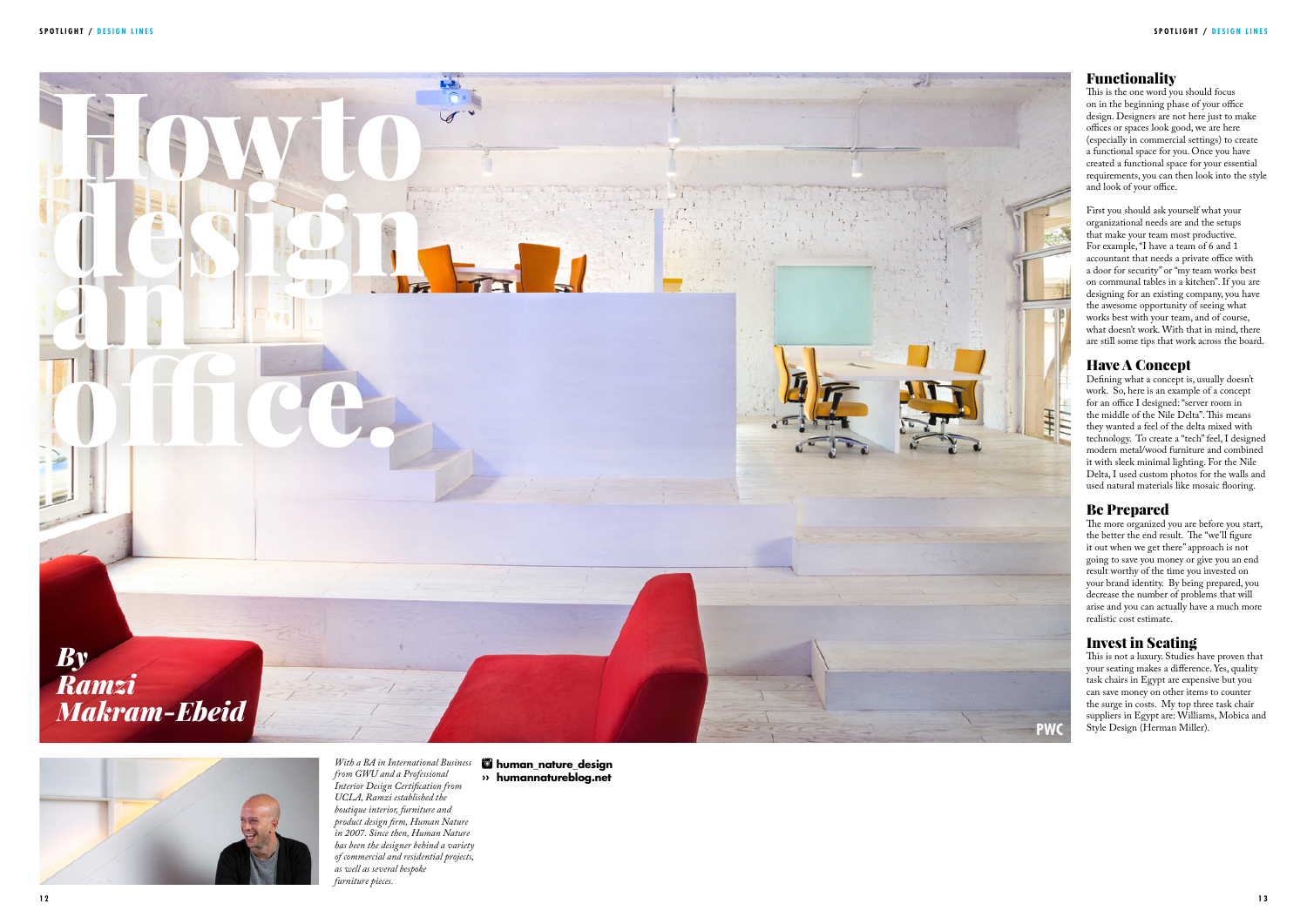# How to design an office.

*By Ramzi Makram-Ebeid*

PWC

*With a BA in International Business from GWU and a Professional Interior Design Certification from UCLA, Ramzi established the boutique interior, furniture and product design firm, Human Nature in 2007. Since then, Human Nature has been the designer behind a variety of commercial and residential projects, as well as several bespoke furniture pieces.*

**human_nature_design**
›› **humannatureblog.net**

## Functionality

This is the one word you should focus on in the beginning phase of your office design. Designers are not here just to make offices or spaces look good, we are here (especially in commercial settings) to create a functional space for you. Once you have created a functional space for your essential requirements, you can then look into the style and look of your office.

First you should ask yourself what your organizational needs are and the setups that make your team most productive. For example, "I have a team of 6 and 1 accountant that needs a private office with a door for security" or "my team works best on communal tables in a kitchen". If you are designing for an existing company, you have the awesome opportunity of seeing what works best with your team, and of course, what doesn't work. With that in mind, there are still some tips that work across the board.

## Have A Concept

Defining what a concept is, usually doesn't work. So, here is an example of a concept for an office I designed: "server room in the middle of the Nile Delta". This means they wanted a feel of the delta mixed with technology. To create a "tech" feel, I designed modern metal/wood furniture and combined it with sleek minimal lighting. For the Nile Delta, I used custom photos for the walls and used natural materials like mosaic flooring.

## Be Prepared

The more organized you are before you start, the better the end result. The "we'll figure it out when we get there" approach is not going to save you money or give you an end result worthy of the time you invested on your brand identity. By being prepared, you decrease the number of problems that will arise and you can actually have a much more realistic cost estimate.

## Invest in Seating

This is not a luxury. Studies have proven that your seating makes a difference. Yes, quality task chairs in Egypt are expensive but you can save money on other items to counter the surge in costs. My top three task chair suppliers in Egypt are: Williams, Mobica and Style Design (Herman Miller).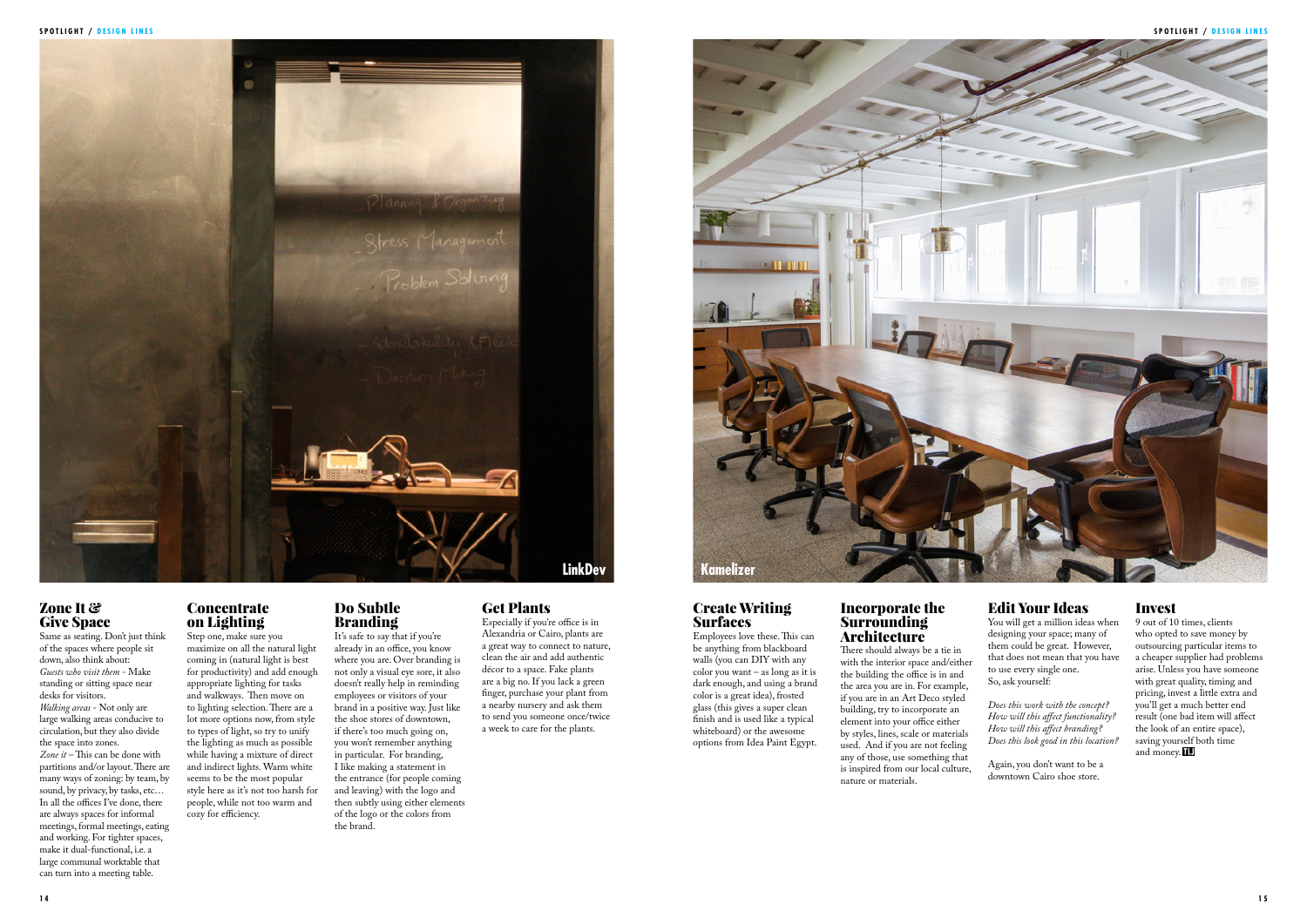LinkDev

Kamelizer

### Zone It & Give Space

Same as seating. Don't just think of the spaces where people sit down, also think about:

*Guests who visit them* - Make standing or sitting space near desks for visitors.

*Walking areas* - Not only are large walking areas conducive to circulation, but they also divide the space into zones.

*Zone it* – This can be done with partitions and/or layout. There are many ways of zoning: by team, by sound, by privacy, by tasks, etc… In all the offices I've done, there are always spaces for informal meetings, formal meetings, eating and working. For tighter spaces, make it dual-functional, i.e. a large communal worktable that can turn into a meeting table.

### Concentrate on Lighting

Step one, make sure you maximize on all the natural light coming in (natural light is best for productivity) and add enough appropriate lighting for tasks and walkways. Then move on to lighting selection. There are a lot more options now, from style to types of light, so try to unify the lighting as much as possible while having a mixture of direct and indirect lights. Warm white seems to be the most popular style here as it's not too harsh for people, while not too warm and cozy for efficiency.

### Do Subtle Branding

It's safe to say that if you're already in an office, you know where you are. Over branding is not only a visual eye sore, it also doesn't really help in reminding employees or visitors of your brand in a positive way. Just like the shoe stores of downtown, if there's too much going on, you won't remember anything in particular. For branding, I like making a statement in the entrance (for people coming and leaving) with the logo and then subtly using either elements of the logo or the colors from the brand.

### Get Plants

Especially if you're office is in Alexandria or Cairo, plants are a great way to connect to nature, clean the air and add authentic décor to a space. Fake plants are a big no. If you lack a green finger, purchase your plant from a nearby nursery and ask them to send you someone once/twice a week to care for the plants.

### Create Writing Surfaces

Employees love these. This can be anything from blackboard walls (you can DIY with any color you want – as long as it is dark enough, and using a brand color is a great idea), frosted glass (this gives a super clean finish and is used like a typical whiteboard) or the awesome options from Idea Paint Egypt.

### Incorporate the Surrounding Architecture

There should always be a tie in with the interior space and/either the building the office is in and the area you are in. For example, if you are in an Art Deco styled building, try to incorporate an element into your office either by styles, lines, scale or materials used. And if you are not feeling any of those, use something that is inspired from our local culture, nature or materials.

### Edit Your Ideas

You will get a million ideas when designing your space; many of them could be great. However, that does not mean that you have to use every single one. So, ask yourself:

*Does this work with the concept?*
*How will this affect functionality?*
*How will this affect branding?*
*Does this look good in this location?*

Again, you don't want to be a downtown Cairo shoe store.

### Invest

9 out of 10 times, clients who opted to save money by outsourcing particular items to a cheaper supplier had problems arise. Unless you have someone with great quality, timing and pricing, invest a little extra and you'll get a much better end result (one bad item will affect the look of an entire space), saving yourself both time and money.